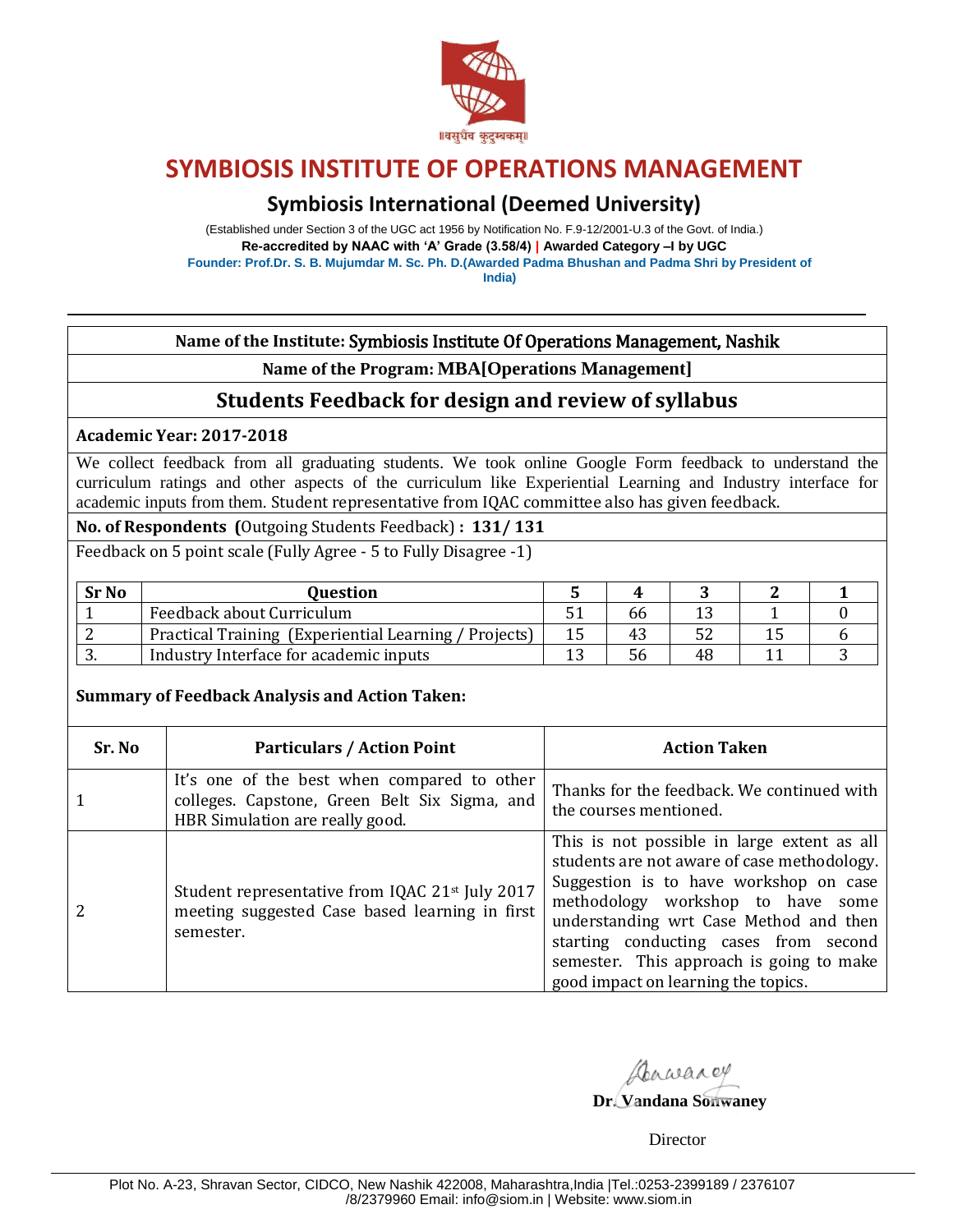॥वसुधैव कुटुम्बकम्॥

# SYMBIOSIS INSTITUTE OF OPERATIONS MANAGEMENT

## Symbiosis International (Deemed University)

(Established under Section 3 of the UGC act 1956 by Notification No. F.9-12/2001-U.3 of the Govt. of India.)

**Re-accredited by NAAC with 'A' Grade (3.58/4) | Awarded Category –I by UGC**

**Founder: Prof.Dr. S. B. Mujumdar M. Sc. Ph. D.(Awarded Padma Bhushan and Padma Shri by President of India)**

---

**Name of the Institute:** Symbiosis Institute Of Operations Management, Nashik

**Name of the Program: MBA[Operations Management]**

## Students Feedback for design and review of syllabus

**Academic Year: 2017-2018**

We collect feedback from all graduating students. We took online Google Form feedback to understand the curriculum ratings and other aspects of the curriculum like Experiential Learning and Industry interface for academic inputs from them. Student representative from IQAC committee also has given feedback.

**No. of Respondents (**Outgoing Students Feedback**) : 131/ 131**

Feedback on 5 point scale (Fully Agree - 5 to Fully Disagree -1)

| Sr No | Question | 5 | 4 | 3 | 2 | 1 |
|---|---|---|---|---|---|---|
| 1 | Feedback about Curriculum | 51 | 66 | 13 | 1 | 0 |
| 2 | Practical Training (Experiential Learning / Projects) | 15 | 43 | 52 | 15 | 6 |
| 3. | Industry Interface for academic inputs | 13 | 56 | 48 | 11 | 3 |

**Summary of Feedback Analysis and Action Taken:**

| Sr. No | Particulars / Action Point | Action Taken |
|---|---|---|
| 1 | It's one of the best when compared to other colleges. Capstone, Green Belt Six Sigma, and HBR Simulation are really good. | Thanks for the feedback. We continued with the courses mentioned. |
| 2 | Student representative from IQAC 21st July 2017 meeting suggested Case based learning in first semester. | This is not possible in large extent as all students are not aware of case methodology. Suggestion is to have workshop on case methodology workshop to have some understanding wrt Case Method and then starting conducting cases from second semester. This approach is going to make good impact on learning the topics. |

**Dr. Vandana Sonwaney**

Director

Plot No. A-23, Shravan Sector, CIDCO, New Nashik 422008, Maharashtra,India |Tel.:0253-2399189 / 2376107 /8/2379960 Email: info@siom.in | Website: www.siom.in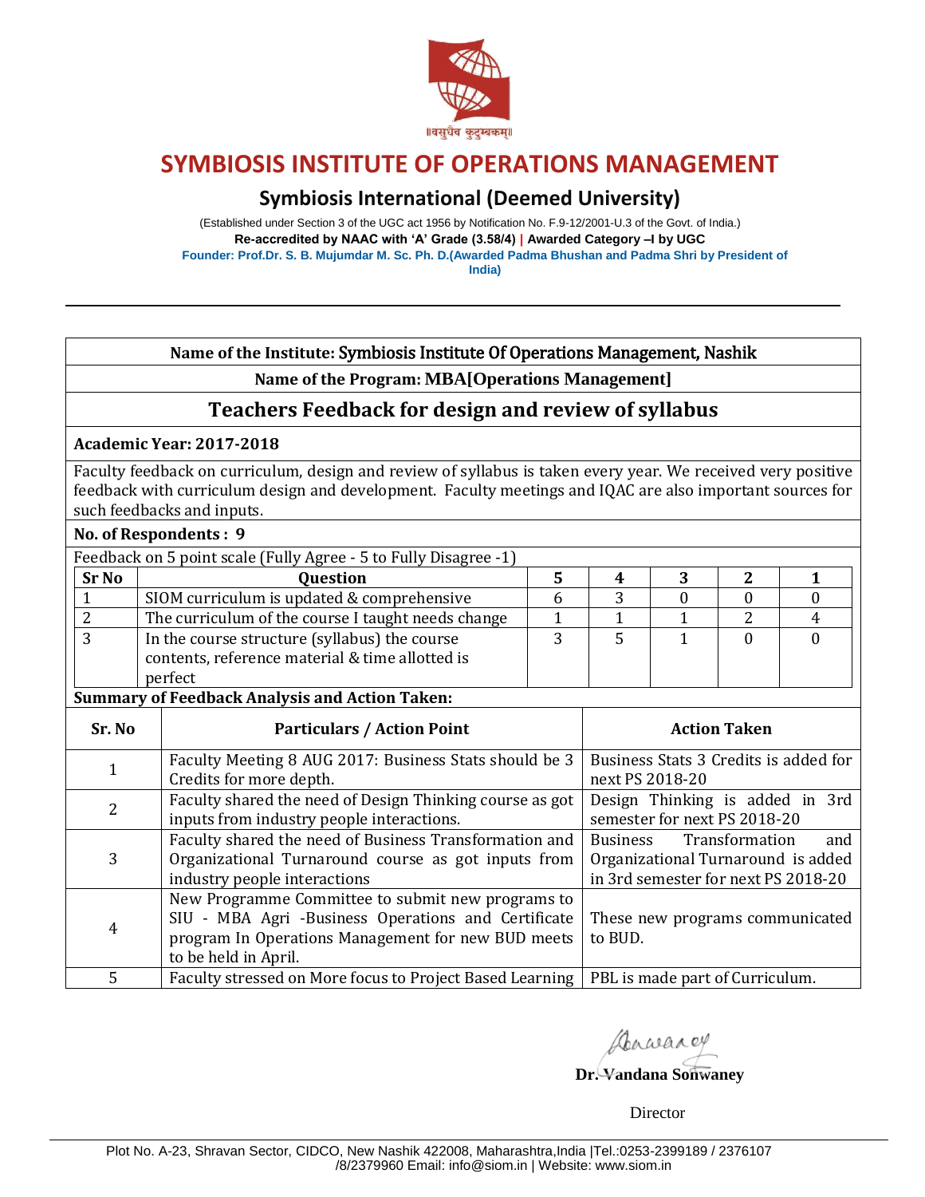# SYMBIOSIS INSTITUTE OF OPERATIONS MANAGEMENT

## Symbiosis International (Deemed University)

(Established under Section 3 of the UGC act 1956 by Notification No. F.9-12/2001-U.3 of the Govt. of India.)

**Re-accredited by NAAC with 'A' Grade (3.58/4) | Awarded Category –I by UGC**

**Founder: Prof.Dr. S. B. Mujumdar M. Sc. Ph. D.(Awarded Padma Bhushan and Padma Shri by President of India)**

---

**Name of the Institute:** Symbiosis Institute Of Operations Management, Nashik

**Name of the Program: MBA[Operations Management]**

## Teachers Feedback for design and review of syllabus

**Academic Year: 2017-2018**

Faculty feedback on curriculum, design and review of syllabus is taken every year. We received very positive feedback with curriculum design and development. Faculty meetings and IQAC are also important sources for such feedbacks and inputs.

**No. of Respondents : 9**

Feedback on 5 point scale (Fully Agree - 5 to Fully Disagree -1)

| Sr No | Question | 5 | 4 | 3 | 2 | 1 |
|---|---|---|---|---|---|---|
| 1 | SIOM curriculum is updated & comprehensive | 6 | 3 | 0 | 0 | 0 |
| 2 | The curriculum of the course I taught needs change | 1 | 1 | 1 | 2 | 4 |
| 3 | In the course structure (syllabus) the course contents, reference material & time allotted is perfect | 3 | 5 | 1 | 0 | 0 |

**Summary of Feedback Analysis and Action Taken:**

| Sr. No | Particulars / Action Point | Action Taken |
|---|---|---|
| 1 | Faculty Meeting 8 AUG 2017: Business Stats should be 3 Credits for more depth. | Business Stats 3 Credits is added for next PS 2018-20 |
| 2 | Faculty shared the need of Design Thinking course as got inputs from industry people interactions. | Design Thinking is added in 3rd semester for next PS 2018-20 |
| 3 | Faculty shared the need of Business Transformation and Organizational Turnaround course as got inputs from industry people interactions | Business Transformation and Organizational Turnaround is added in 3rd semester for next PS 2018-20 |
| 4 | New Programme Committee to submit new programs to SIU - MBA Agri -Business Operations and Certificate program In Operations Management for new BUD meets to be held in April. | These new programs communicated to BUD. |
| 5 | Faculty stressed on More focus to Project Based Learning | PBL is made part of Curriculum. |

**Dr. Vandana Sonwaney**

Director

Plot No. A-23, Shravan Sector, CIDCO, New Nashik 422008, Maharashtra,India |Tel.:0253-2399189 / 2376107 /8/2379960 Email: info@siom.in | Website: www.siom.in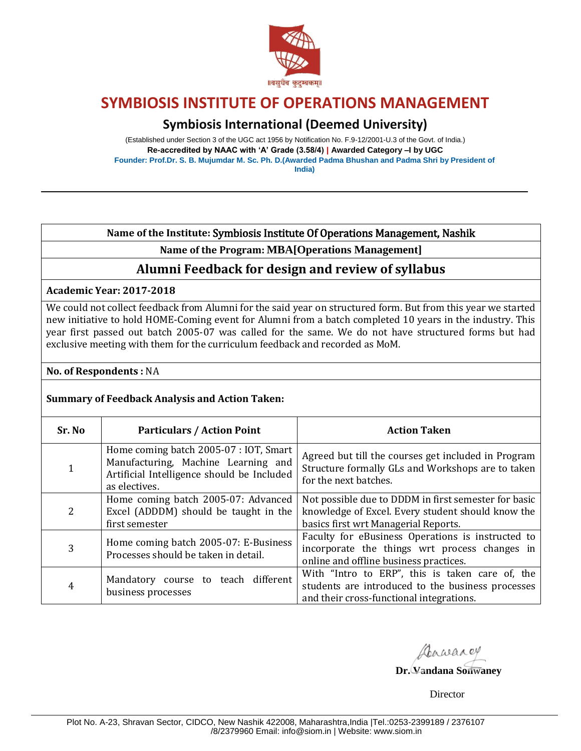# SYMBIOSIS INSTITUTE OF OPERATIONS MANAGEMENT

## Symbiosis International (Deemed University)

(Established under Section 3 of the UGC act 1956 by Notification No. F.9-12/2001-U.3 of the Govt. of India.)

**Re-accredited by NAAC with 'A' Grade (3.58/4) | Awarded Category –I by UGC**

**Founder: Prof.Dr. S. B. Mujumdar M. Sc. Ph. D.(Awarded Padma Bhushan and Padma Shri by President of India)**

---

**Name of the Institute:** Symbiosis Institute Of Operations Management, Nashik

**Name of the Program: MBA[Operations Management]**

## Alumni Feedback for design and review of syllabus

**Academic Year: 2017-2018**

We could not collect feedback from Alumni for the said year on structured form. But from this year we started new initiative to hold HOME-Coming event for Alumni from a batch completed 10 years in the industry. This year first passed out batch 2005-07 was called for the same. We do not have structured forms but had exclusive meeting with them for the curriculum feedback and recorded as MoM.

**No. of Respondents :** NA

**Summary of Feedback Analysis and Action Taken:**

| Sr. No | Particulars / Action Point | Action Taken |
|---|---|---|
| 1 | Home coming batch 2005-07 : IOT, Smart Manufacturing, Machine Learning and Artificial Intelligence should be Included as electives. | Agreed but till the courses get included in Program Structure formally GLs and Workshops are to taken for the next batches. |
| 2 | Home coming batch 2005-07: Advanced Excel (ADDDM) should be taught in the first semester | Not possible due to DDDM in first semester for basic knowledge of Excel. Every student should know the basics first wrt Managerial Reports. |
| 3 | Home coming batch 2005-07: E-Business Processes should be taken in detail. | Faculty for eBusiness Operations is instructed to incorporate the things wrt process changes in online and offline business practices. |
| 4 | Mandatory course to teach different business processes | With "Intro to ERP", this is taken care of, the students are introduced to the business processes and their cross-functional integrations. |

**Dr. Vandana Sonwaney**

Director

Plot No. A-23, Shravan Sector, CIDCO, New Nashik 422008, Maharashtra,India |Tel.:0253-2399189 / 2376107 /8/2379960 Email: info@siom.in | Website: www.siom.in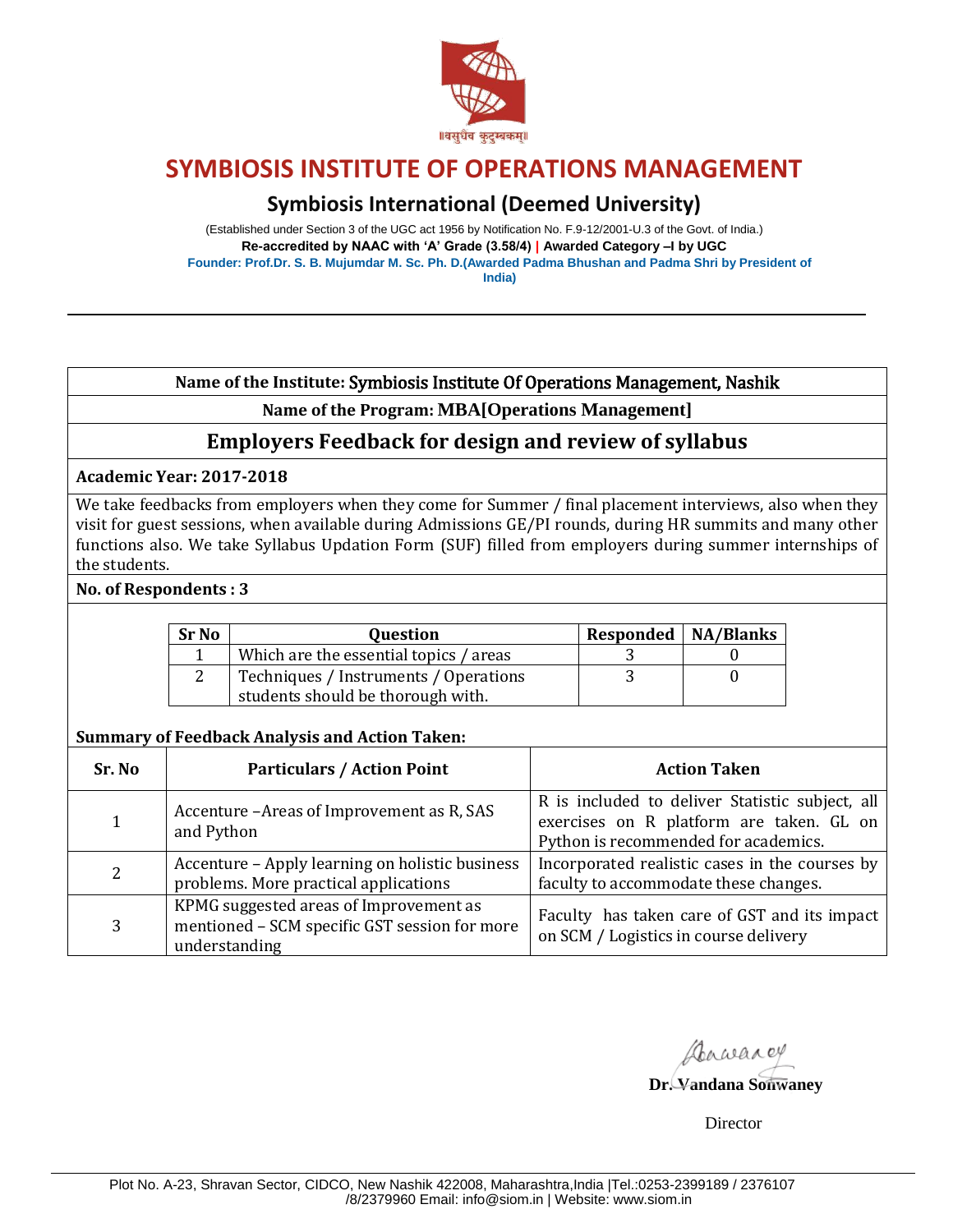# SYMBIOSIS INSTITUTE OF OPERATIONS MANAGEMENT

## Symbiosis International (Deemed University)

(Established under Section 3 of the UGC act 1956 by Notification No. F.9-12/2001-U.3 of the Govt. of India.)

**Re-accredited by NAAC with 'A' Grade (3.58/4) | Awarded Category –I by UGC**

**Founder: Prof.Dr. S. B. Mujumdar M. Sc. Ph. D.(Awarded Padma Bhushan and Padma Shri by President of India)**

---

**Name of the Institute:** Symbiosis Institute Of Operations Management, Nashik

**Name of the Program: MBA[Operations Management]**

## Employers Feedback for design and review of syllabus

**Academic Year: 2017-2018**

We take feedbacks from employers when they come for Summer / final placement interviews, also when they visit for guest sessions, when available during Admissions GE/PI rounds, during HR summits and many other functions also. We take Syllabus Updation Form (SUF) filled from employers during summer internships of the students.

**No. of Respondents : 3**

| Sr No | Question | Responded | NA/Blanks |
|---|---|---|---|
| 1 | Which are the essential topics / areas | 3 | 0 |
| 2 | Techniques / Instruments / Operations students should be thorough with. | 3 | 0 |

**Summary of Feedback Analysis and Action Taken:**

| Sr. No | Particulars / Action Point | Action Taken |
|---|---|---|
| 1 | Accenture –Areas of Improvement as R, SAS and Python | R is included to deliver Statistic subject, all exercises on R platform are taken. GL on Python is recommended for academics. |
| 2 | Accenture – Apply learning on holistic business problems. More practical applications | Incorporated realistic cases in the courses by faculty to accommodate these changes. |
| 3 | KPMG suggested areas of Improvement as mentioned – SCM specific GST session for more understanding | Faculty has taken care of GST and its impact on SCM / Logistics in course delivery |

**Dr. Vandana Sonwaney**

Director

Plot No. A-23, Shravan Sector, CIDCO, New Nashik 422008, Maharashtra,India |Tel.:0253-2399189 / 2376107 /8/2379960 Email: info@siom.in | Website: www.siom.in